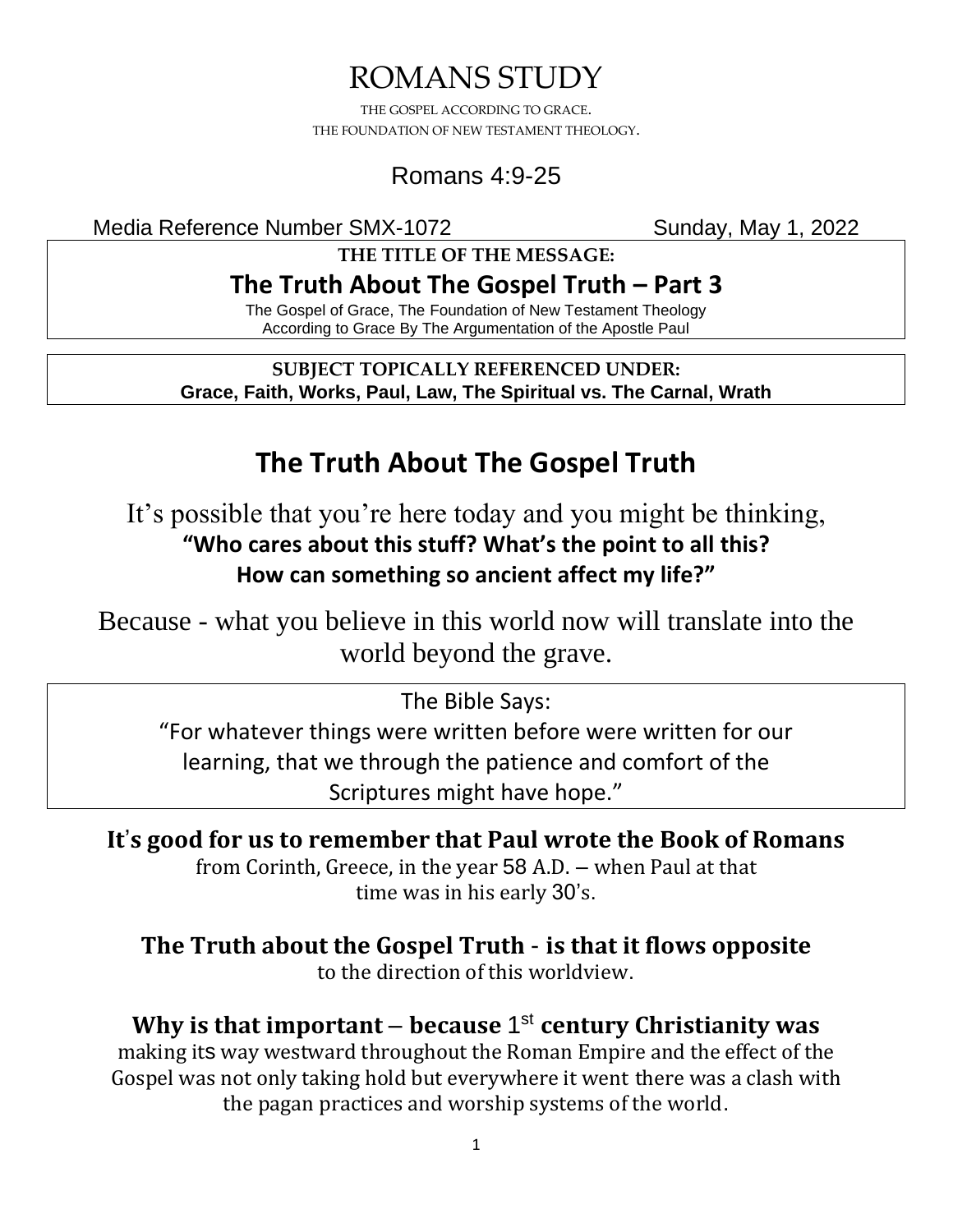# ROMANS STUDY

THE GOSPEL ACCORDING TO GRACE.
THE FOUNDATION OF NEW TESTAMENT THEOLOGY.

## Romans 4:9-25

Media Reference Number SMX-1072 Sunday, May 1, 2022

**THE TITLE OF THE MESSAGE:**

**The Truth About The Gospel Truth – Part 3**

The Gospel of Grace, The Foundation of New Testament Theology
According to Grace By The Argumentation of the Apostle Paul

**SUBJECT TOPICALLY REFERENCED UNDER:**
**Grace, Faith, Works, Paul, Law, The Spiritual vs. The Carnal, Wrath**

# The Truth About The Gospel Truth

It's possible that you're here today and you might be thinking,
**"Who cares about this stuff? What's the point to all this? How can something so ancient affect my life?"**

Because - what you believe in this world now will translate into the world beyond the grave.

The Bible Says:
"For whatever things were written before were written for our learning, that we through the patience and comfort of the Scriptures might have hope."

**It's good for us to remember that Paul wrote the Book of Romans** from Corinth, Greece, in the year 58 A.D. – when Paul at that time was in his early 30's.

**The Truth about the Gospel Truth - is that it flows opposite** to the direction of this worldview.

**Why is that important – because 1st century Christianity was** making its way westward throughout the Roman Empire and the effect of the Gospel was not only taking hold but everywhere it went there was a clash with the pagan practices and worship systems of the world.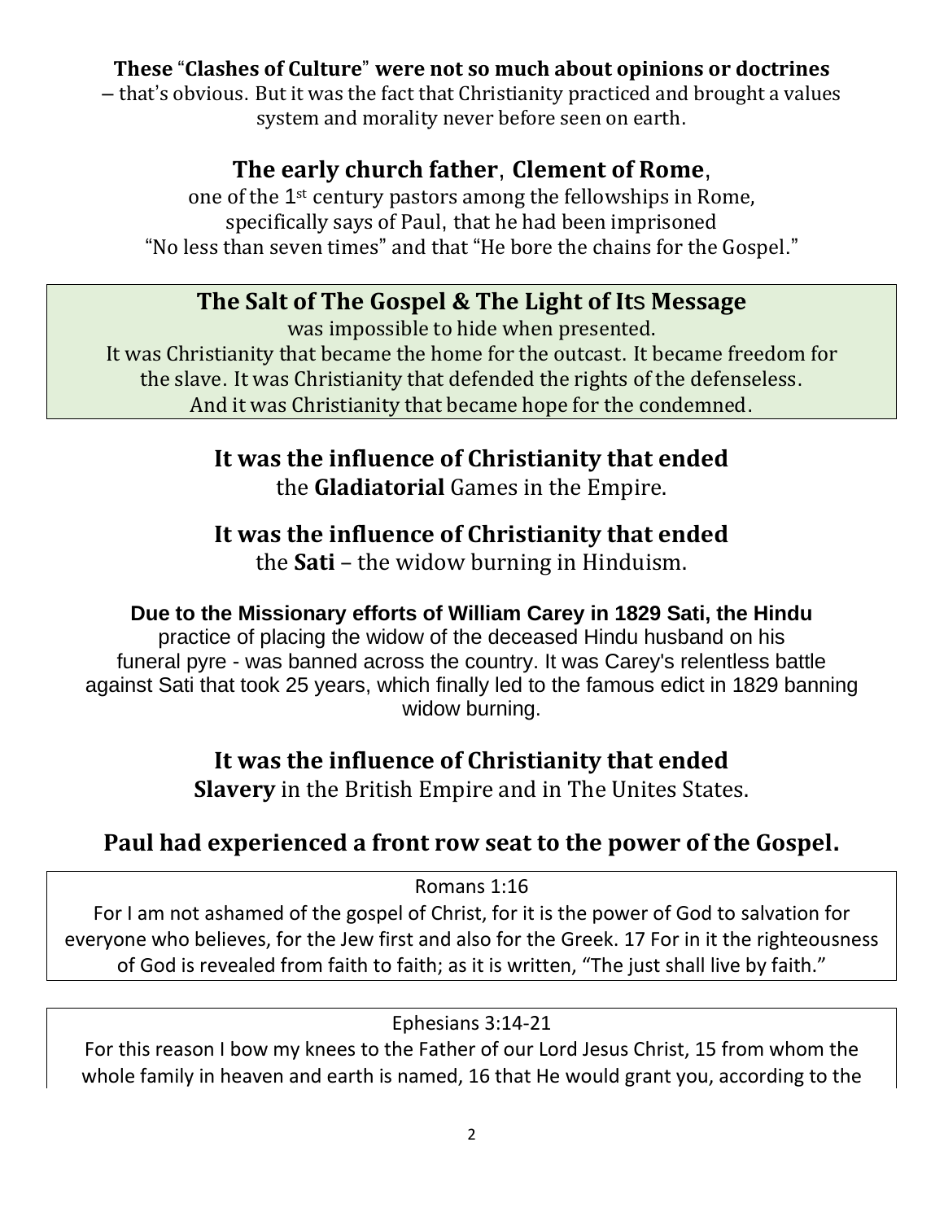**These "Clashes of Culture" were not so much about opinions or doctrines** – that's obvious. But it was the fact that Christianity practiced and brought a values system and morality never before seen on earth.

## The early church father, Clement of Rome,

one of the 1st century pastors among the fellowships in Rome, specifically says of Paul, that he had been imprisoned "No less than seven times" and that "He bore the chains for the Gospel."

## The Salt of The Gospel & The Light of Its Message

was impossible to hide when presented.
It was Christianity that became the home for the outcast. It became freedom for the slave. It was Christianity that defended the rights of the defenseless. And it was Christianity that became hope for the condemned.

**It was the influence of Christianity that ended**
the **Gladiatorial** Games in the Empire.

**It was the influence of Christianity that ended**
the **Sati** – the widow burning in Hinduism.

**Due to the Missionary efforts of William Carey in 1829 Sati, the Hindu** practice of placing the widow of the deceased Hindu husband on his funeral pyre - was banned across the country. It was Carey's relentless battle against Sati that took 25 years, which finally led to the famous edict in 1829 banning widow burning.

**It was the influence of Christianity that ended**
**Slavery** in the British Empire and in The Unites States.

## Paul had experienced a front row seat to the power of the Gospel.

Romans 1:16
For I am not ashamed of the gospel of Christ, for it is the power of God to salvation for everyone who believes, for the Jew first and also for the Greek. 17 For in it the righteousness of God is revealed from faith to faith; as it is written, "The just shall live by faith."

Ephesians 3:14-21
For this reason I bow my knees to the Father of our Lord Jesus Christ, 15 from whom the whole family in heaven and earth is named, 16 that He would grant you, according to the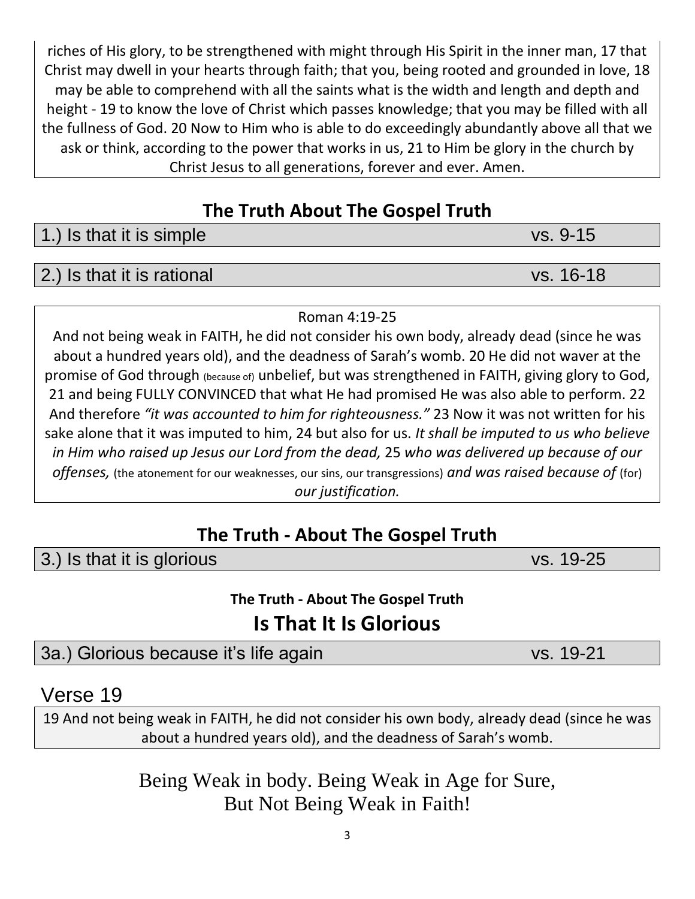riches of His glory, to be strengthened with might through His Spirit in the inner man, 17 that Christ may dwell in your hearts through faith; that you, being rooted and grounded in love, 18 may be able to comprehend with all the saints what is the width and length and depth and height - 19 to know the love of Christ which passes knowledge; that you may be filled with all the fullness of God. 20 Now to Him who is able to do exceedingly abundantly above all that we ask or think, according to the power that works in us, 21 to Him be glory in the church by Christ Jesus to all generations, forever and ever. Amen.

## The Truth About The Gospel Truth

1.) Is that it is simple vs. 9-15

2.) Is that it is rational vs. 16-18

Roman 4:19-25

And not being weak in FAITH, he did not consider his own body, already dead (since he was about a hundred years old), and the deadness of Sarah's womb. 20 He did not waver at the promise of God through (because of) unbelief, but was strengthened in FAITH, giving glory to God, 21 and being FULLY CONVINCED that what He had promised He was also able to perform. 22 And therefore *"it was accounted to him for righteousness."* 23 Now it was not written for his sake alone that it was imputed to him, 24 but also for us. *It shall be imputed to us who believe in Him who raised up Jesus our Lord from the dead,* 25 *who was delivered up because of our offenses,* (the atonement for our weaknesses, our sins, our transgressions) *and was raised because of* (for) *our justification.*

## The Truth - About The Gospel Truth

3.) Is that it is glorious vs. 19-25

**The Truth - About The Gospel Truth**

## Is That It Is Glorious

3a.) Glorious because it's life again vs. 19-21

### Verse 19

19 And not being weak in FAITH, he did not consider his own body, already dead (since he was about a hundred years old), and the deadness of Sarah's womb.

Being Weak in body. Being Weak in Age for Sure,
But Not Being Weak in Faith!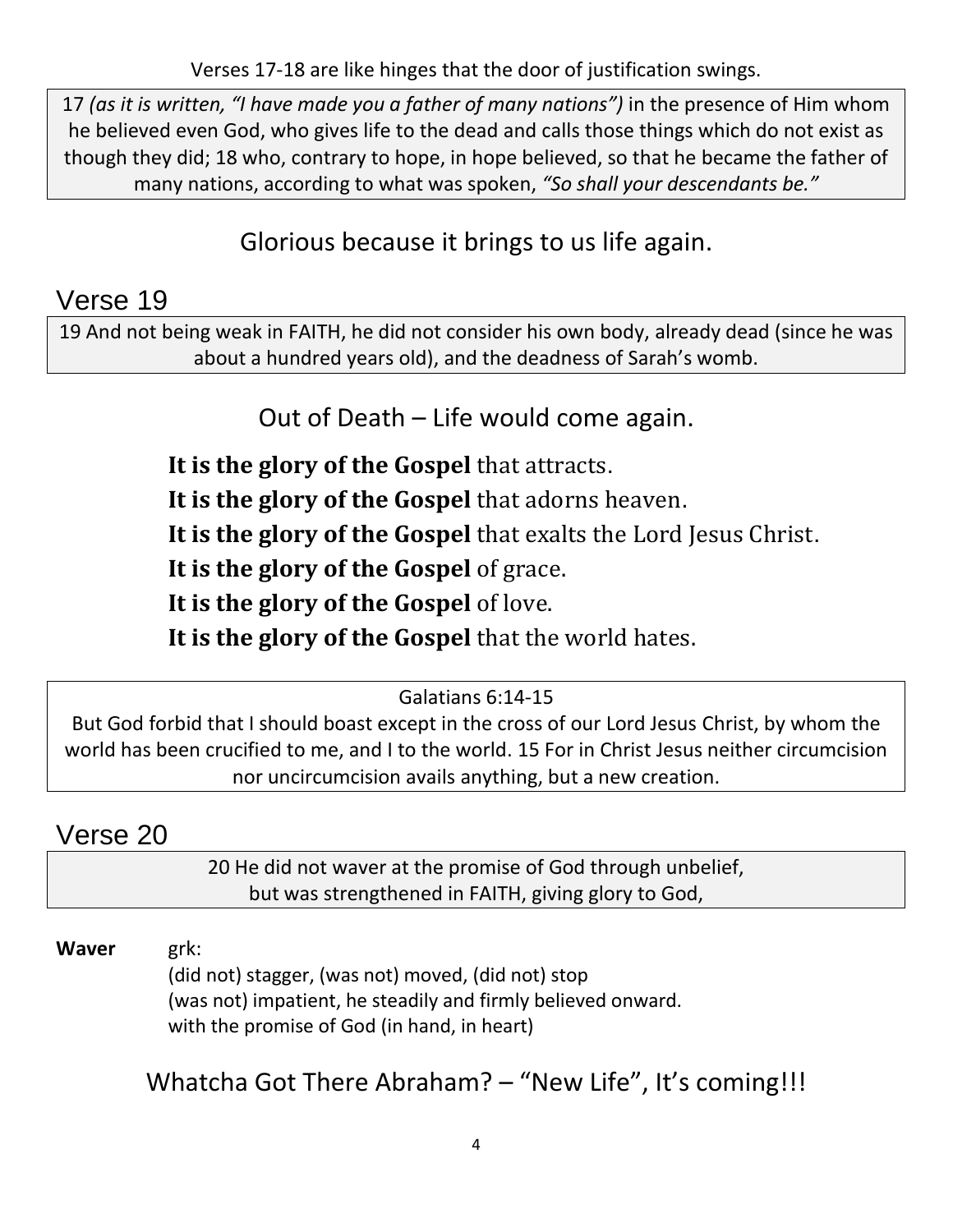Verses 17-18 are like hinges that the door of justification swings.

> 17 *(as it is written, "I have made you a father of many nations")* in the presence of Him whom he believed even God, who gives life to the dead and calls those things which do not exist as though they did; 18 who, contrary to hope, in hope believed, so that he became the father of many nations, according to what was spoken, *"So shall your descendants be."*

## Glorious because it brings to us life again.

# Verse 19

> 19 And not being weak in FAITH, he did not consider his own body, already dead (since he was about a hundred years old), and the deadness of Sarah's womb.

## Out of Death – Life would come again.

**It is the glory of the Gospel** that attracts.

**It is the glory of the Gospel** that adorns heaven.

**It is the glory of the Gospel** that exalts the Lord Jesus Christ.

**It is the glory of the Gospel** of grace.

**It is the glory of the Gospel** of love.

**It is the glory of the Gospel** that the world hates.

> Galatians 6:14-15
>
> But God forbid that I should boast except in the cross of our Lord Jesus Christ, by whom the world has been crucified to me, and I to the world. 15 For in Christ Jesus neither circumcision nor uncircumcision avails anything, but a new creation.

# Verse 20

> 20 He did not waver at the promise of God through unbelief,
> but was strengthened in FAITH, giving glory to God,

**Waver** grk:
(did not) stagger, (was not) moved, (did not) stop
(was not) impatient, he steadily and firmly believed onward.
with the promise of God (in hand, in heart)

## Whatcha Got There Abraham? – "New Life", It's coming!!!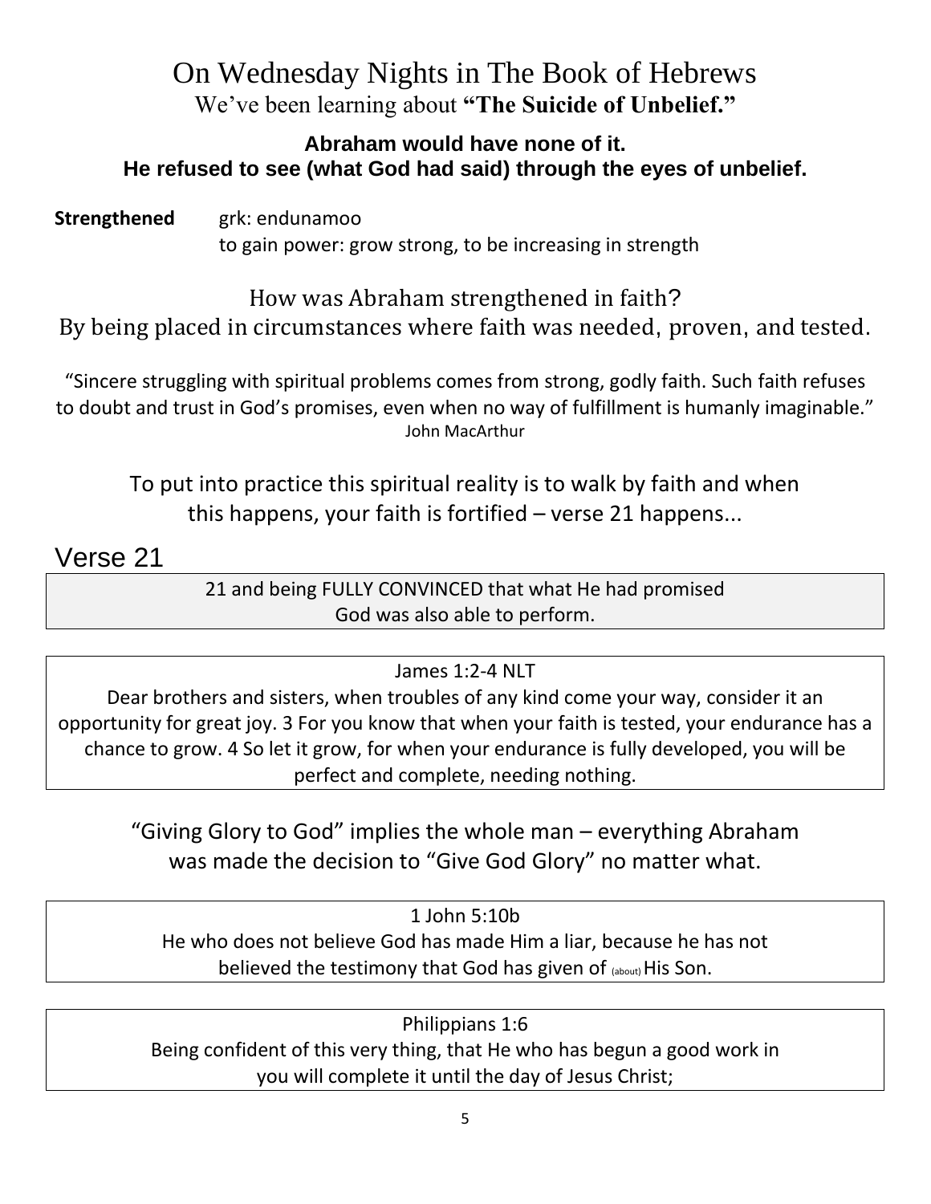# On Wednesday Nights in The Book of Hebrews

We've been learning about **"The Suicide of Unbelief."**

**Abraham would have none of it.**
**He refused to see (what God had said) through the eyes of unbelief.**

**Strengthened** grk: endunamoo
to gain power: grow strong, to be increasing in strength

How was Abraham strengthened in faith?
By being placed in circumstances where faith was needed, proven, and tested.

"Sincere struggling with spiritual problems comes from strong, godly faith. Such faith refuses to doubt and trust in God's promises, even when no way of fulfillment is humanly imaginable."
John MacArthur

To put into practice this spiritual reality is to walk by faith and when this happens, your faith is fortified – verse 21 happens...

## Verse 21

21 and being FULLY CONVINCED that what He had promised God was also able to perform.

James 1:2-4 NLT
Dear brothers and sisters, when troubles of any kind come your way, consider it an opportunity for great joy. 3 For you know that when your faith is tested, your endurance has a chance to grow. 4 So let it grow, for when your endurance is fully developed, you will be perfect and complete, needing nothing.

"Giving Glory to God" implies the whole man – everything Abraham was made the decision to "Give God Glory" no matter what.

1 John 5:10b
He who does not believe God has made Him a liar, because he has not believed the testimony that God has given of (about) His Son.

Philippians 1:6
Being confident of this very thing, that He who has begun a good work in you will complete it until the day of Jesus Christ;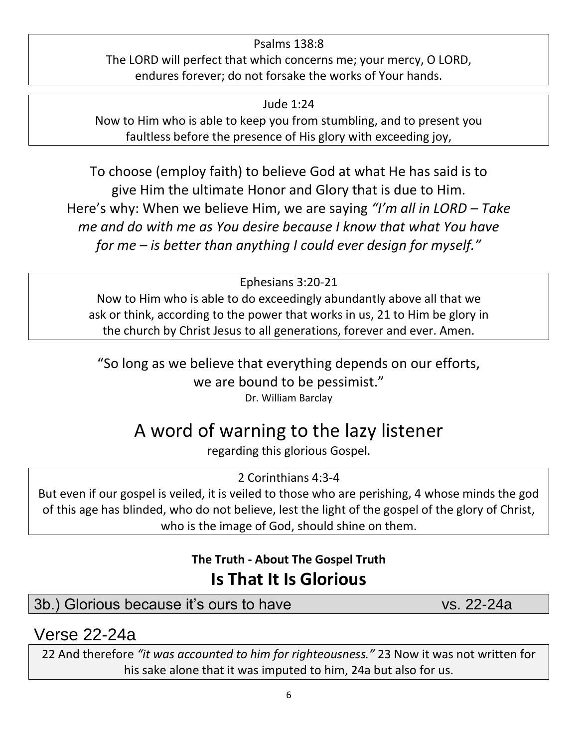Psalms 138:8
The LORD will perfect that which concerns me; your mercy, O LORD, endures forever; do not forsake the works of Your hands.

Jude 1:24
Now to Him who is able to keep you from stumbling, and to present you faultless before the presence of His glory with exceeding joy,

To choose (employ faith) to believe God at what He has said is to give Him the ultimate Honor and Glory that is due to Him. Here's why: When we believe Him, we are saying *"I'm all in LORD – Take me and do with me as You desire because I know that what You have for me – is better than anything I could ever design for myself."*

Ephesians 3:20-21
Now to Him who is able to do exceedingly abundantly above all that we ask or think, according to the power that works in us, 21 to Him be glory in the church by Christ Jesus to all generations, forever and ever. Amen.

"So long as we believe that everything depends on our efforts, we are bound to be pessimist."
Dr. William Barclay

# A word of warning to the lazy listener

regarding this glorious Gospel.

2 Corinthians 4:3-4
But even if our gospel is veiled, it is veiled to those who are perishing, 4 whose minds the god of this age has blinded, who do not believe, lest the light of the gospel of the glory of Christ, who is the image of God, should shine on them.

**The Truth - About The Gospel Truth**

## Is That It Is Glorious

3b.) Glorious because it's ours to have vs. 22-24a

## Verse 22-24a

22 And therefore *"it was accounted to him for righteousness."* 23 Now it was not written for his sake alone that it was imputed to him, 24a but also for us.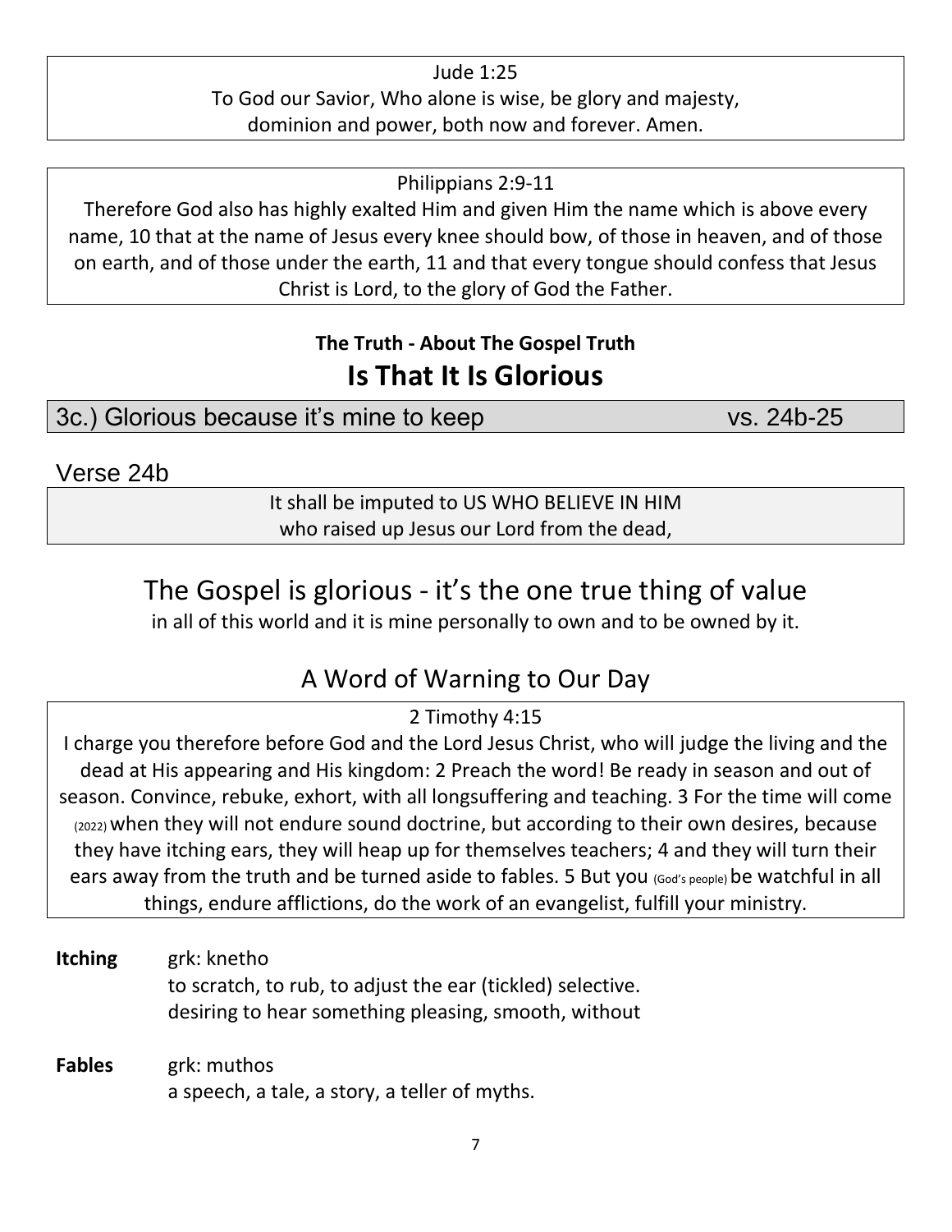Jude 1:25
To God our Savior, Who alone is wise, be glory and majesty,
dominion and power, both now and forever. Amen.

Philippians 2:9-11
Therefore God also has highly exalted Him and given Him the name which is above every name, 10 that at the name of Jesus every knee should bow, of those in heaven, and of those on earth, and of those under the earth, 11 and that every tongue should confess that Jesus Christ is Lord, to the glory of God the Father.

**The Truth - About The Gospel Truth**

# Is That It Is Glorious

## 3c.) Glorious because it's mine to keep vs. 24b-25

### Verse 24b

It shall be imputed to US WHO BELIEVE IN HIM
who raised up Jesus our Lord from the dead,

## The Gospel is glorious - it's the one true thing of value

in all of this world and it is mine personally to own and to be owned by it.

## A Word of Warning to Our Day

2 Timothy 4:15
I charge you therefore before God and the Lord Jesus Christ, who will judge the living and the dead at His appearing and His kingdom: 2 Preach the word! Be ready in season and out of season. Convince, rebuke, exhort, with all longsuffering and teaching. 3 For the time will come (2022) when they will not endure sound doctrine, but according to their own desires, because they have itching ears, they will heap up for themselves teachers; 4 and they will turn their ears away from the truth and be turned aside to fables. 5 But you (God's people) be watchful in all things, endure afflictions, do the work of an evangelist, fulfill your ministry.

**Itching** grk: knetho
to scratch, to rub, to adjust the ear (tickled) selective.
desiring to hear something pleasing, smooth, without

**Fables** grk: muthos
a speech, a tale, a story, a teller of myths.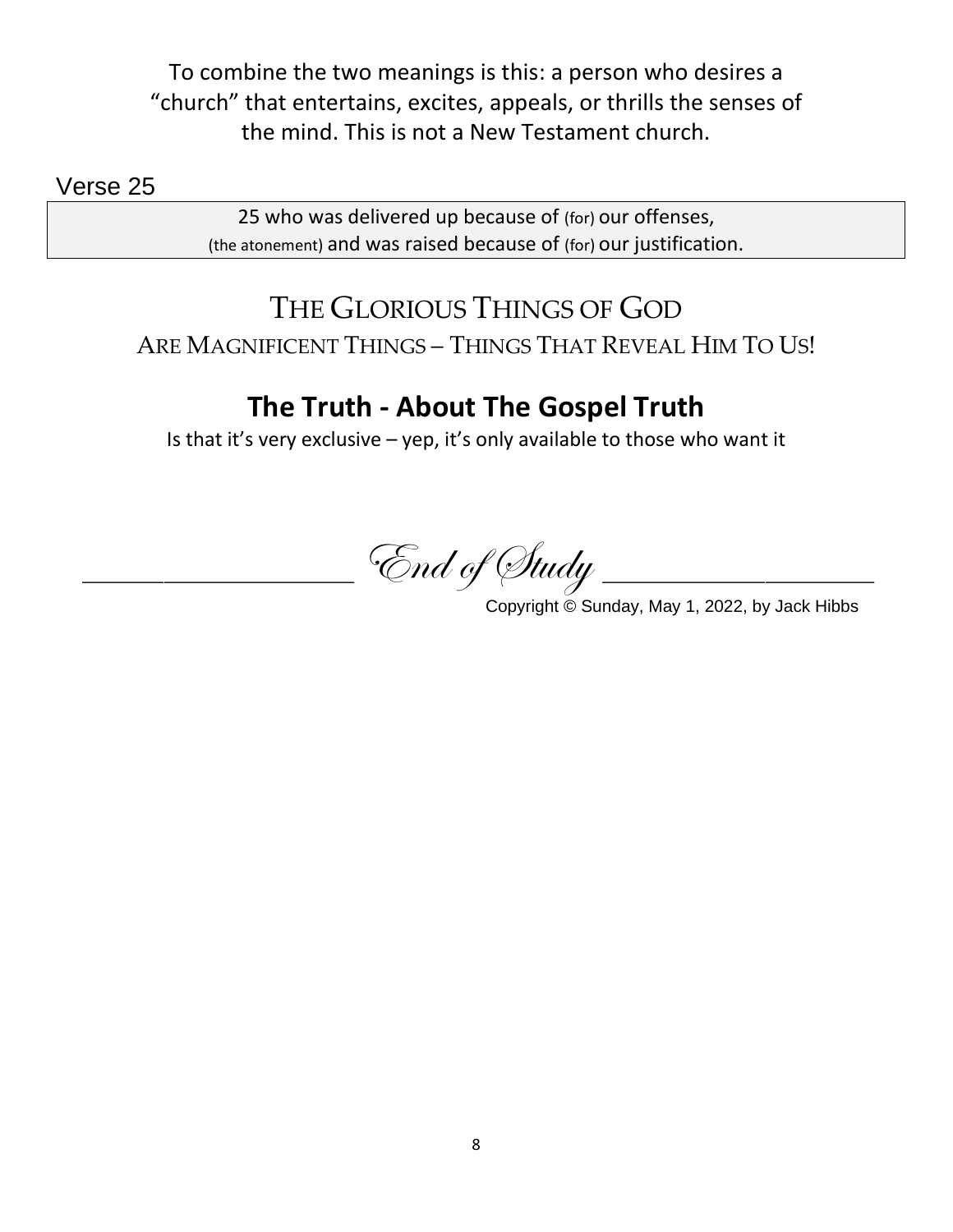To combine the two meanings is this: a person who desires a "church" that entertains, excites, appeals, or thrills the senses of the mind. This is not a New Testament church.

Verse 25

| |
|---|
| 25 who was delivered up because of (for) our offenses, (the atonement) and was raised because of (for) our justification. |

## THE GLORIOUS THINGS OF GOD

ARE MAGNIFICENT THINGS – THINGS THAT REVEAL HIM TO US!

## The Truth - About The Gospel Truth

Is that it's very exclusive – yep, it's only available to those who want it

_End of Study_

Copyright © Sunday, May 1, 2022, by Jack Hibbs